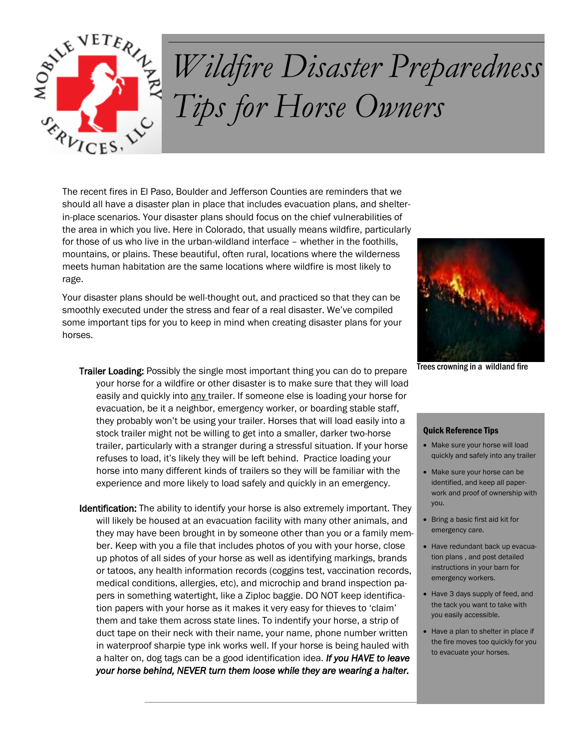# Wildfire Disaster Preparedness Tips for Horse Owners

The recent fires in El Paso, Boulder and Jefferson Counties are reminders that we should all have a disaster plan in place that includes evacuation plans, shelter-in-place scenarios. Your disaster plans should focus on the chief vulnerabilities of the area in which you live. Here in Colorado, that usually means wildfire, particularly for those of us who live in the urban-wildland interface – whether in the foothills, mountains, or plains. These beautiful, often rural, locations where the wilderness meets human habitation are the same locations where wildfire is most likely to rage.

Your disaster plans should be well-thought out, and practiced so that they can be smoothly executed under the stress and fear of a real disaster. We've compiled some important tips for you to keep in mind when creating disaster plans for your horses.

Trees crowning in a wildland fire

**Trailer Loading:** Possibly the single most important thing you can do to prepare your horse for a wildfire or other disaster is to make sure that they will load easily and quickly into any trailer. If someone else is loading your horse for evacuation, be it a neighbor, emergency worker, or boarding stable staff, they probably won't be using your trailer. Horses that will load easily into a stock trailer might not be willing to get into a smaller, darker two-horse trailer, particularly with a stranger during a stressful situation. If your horse refuses to load, it's likely they will be left behind. Practice loading your horse into many different kinds of trailers so they will be familiar with the experience and more likely to load safely and quickly in an emergency.

**Identification:** The ability to identify your horse is also extremely important. They will likely be housed at an evacuation facility with many other animals, and they may have been brought in by someone other than you or a family member. Keep with you a file that includes photos of you with your horse, close up photos of all sides of your horse as well as identifying markings, brands or tatoos, any health information records (coggins test, vaccination records, medical conditions, allergies, etc), and microchip and brand inspection papers in something watertight, like a Ziploc baggie. DO NOT keep identification papers with your horse as it makes it very easy for thieves to 'claim' them and take them across state lines. To indentify your horse, a strip of duct tape on their neck with their name, your name, phone number written in waterproof sharpie type ink works well. If your horse is being hauled with a halter on, dog tags can be a good identification idea. ***If you HAVE to leave your horse behind, NEVER turn them loose while they are wearing a halter.***

**Quick Reference Tips**

- Make sure your horse will load quickly and safely into any trailer
- Make sure your horse can be identified, and keep all paperwork and proof of ownership with you.
- Bring a basic first aid kit for emergency care.
- Have redundant back up evacuation plans , and post detailed instructions in your barn for emergency workers.
- Have 3 days supply of feed, and the tack you want to take with you easily accessible.
- Have a plan to shelter in place if the fire moves too quickly for you to evacuate your horses.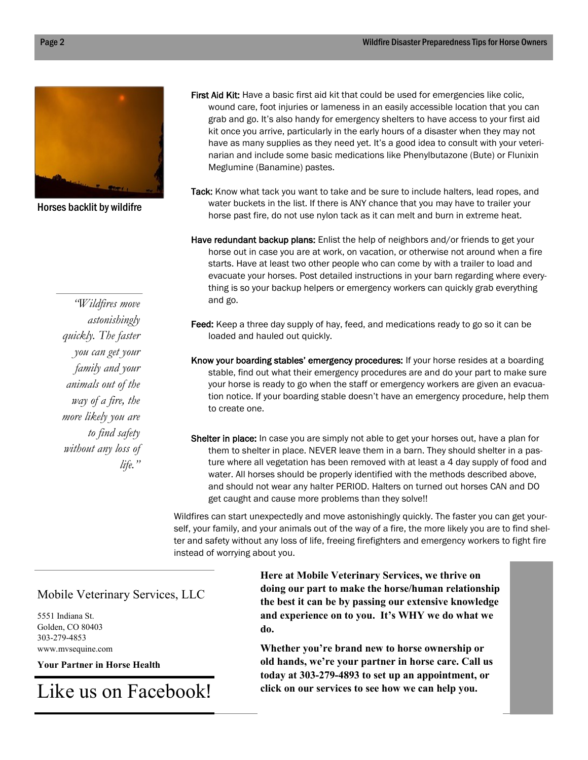Horses backlit by wildifre

> *"Wildfires move astonishingly quickly. The faster you can get your family and your animals out of the way of a fire, the more likely you are to find safety without any loss of life."*

- **First Aid Kit:** Have a basic first aid kit that could be used for emergencies like colic, wound care, foot injuries or lameness in an easily accessible location that you can grab and go. It's also handy for emergency shelters to have access to your first aid kit once you arrive, particularly in the early hours of a disaster when they may not have as many supplies as they need yet. It's a good idea to consult with your veterinarian and include some basic medications like Phenylbutazone (Bute) or Flunixin Meglumine (Banamine) pastes.

- **Tack:** Know what tack you want to take and be sure to include halters, lead ropes, and water buckets in the list. If there is ANY chance that you may have to trailer your horse past fire, do not use nylon tack as it can melt and burn in extreme heat.

- **Have redundant backup plans:** Enlist the help of neighbors and/or friends to get your horse out in case you are at work, on vacation, or otherwise not around when a fire starts. Have at least two other people who can come by with a trailer to load and evacuate your horses. Post detailed instructions in your barn regarding where everything is so your backup helpers or emergency workers can quickly grab everything and go.

- **Feed:** Keep a three day supply of hay, feed, and medications ready to go so it can be loaded and hauled out quickly.

- **Know your boarding stables' emergency procedures:** If your horse resides at a boarding stable, find out what their emergency procedures are and do your part to make sure your horse is ready to go when the staff or emergency workers are given an evacuation notice. If your boarding stable doesn't have an emergency procedure, help them to create one.

- **Shelter in place:** In case you are simply not able to get your horses out, have a plan for them to shelter in place. NEVER leave them in a barn. They should shelter in a pasture where all vegetation has been removed with at least a 4 day supply of food and water. All horses should be properly identified with the methods described above, and should not wear any halter PERIOD. Halters on turned out horses CAN and DO get caught and cause more problems than they solve!!

Wildfires can start unexpectedly and move astonishingly quickly. The faster you can get yourself, your family, and your animals out of the way of a fire, the more likely you are to find shelter and safety without any loss of life, freeing firefighters and emergency workers to fight fire instead of worrying about you.

## Mobile Veterinary Services, LLC

5551 Indiana St.
Golden, CO 80403
303-279-4853
www.mvsequine.com

**Your Partner in Horse Health**

# Like us on Facebook!

**Here at Mobile Veterinary Services, we thrive on doing our part to make the horse/human relationship the best it can be by passing our extensive knowledge and experience on to you. It's WHY we do what we do.**

**Whether you're brand new to horse ownership or old hands, we're your partner in horse care. Call us today at 303-279-4893 to set up an appointment, or click on our services to see how we can help you.**